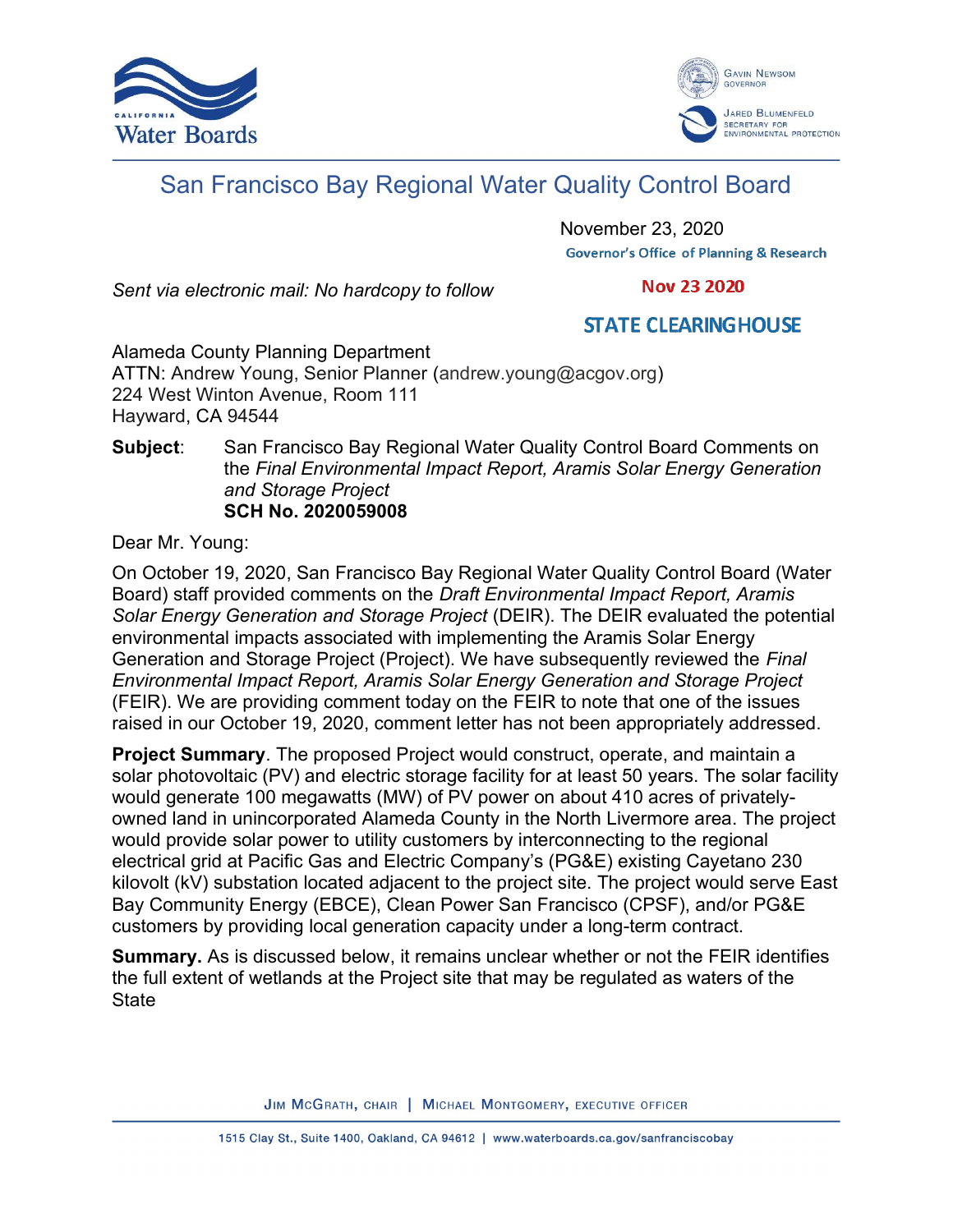California Water Boards

Gavin Newsom, Governor
Jared Blumenfeld, Secretary for Environmental Protection

# San Francisco Bay Regional Water Quality Control Board

November 23, 2020

Governor's Office of Planning & Research

Nov 23 2020

STATE CLEARINGHOUSE

*Sent via electronic mail: No hardcopy to follow*

Alameda County Planning Department
ATTN: Andrew Young, Senior Planner (andrew.young@acgov.org)
224 West Winton Avenue, Room 111
Hayward, CA 94544

**Subject**: San Francisco Bay Regional Water Quality Control Board Comments on the *Final Environmental Impact Report, Aramis Solar Energy Generation and Storage Project*
**SCH No. 2020059008**

Dear Mr. Young:

On October 19, 2020, San Francisco Bay Regional Water Quality Control Board (Water Board) staff provided comments on the *Draft Environmental Impact Report, Aramis Solar Energy Generation and Storage Project* (DEIR). The DEIR evaluated the potential environmental impacts associated with implementing the Aramis Solar Energy Generation and Storage Project (Project). We have subsequently reviewed the *Final Environmental Impact Report, Aramis Solar Energy Generation and Storage Project* (FEIR). We are providing comment today on the FEIR to note that one of the issues raised in our October 19, 2020, comment letter has not been appropriately addressed.

**Project Summary**. The proposed Project would construct, operate, and maintain a solar photovoltaic (PV) and electric storage facility for at least 50 years. The solar facility would generate 100 megawatts (MW) of PV power on about 410 acres of privately-owned land in unincorporated Alameda County in the North Livermore area. The project would provide solar power to utility customers by interconnecting to the regional electrical grid at Pacific Gas and Electric Company's (PG&E) existing Cayetano 230 kilovolt (kV) substation located adjacent to the project site. The project would serve East Bay Community Energy (EBCE), Clean Power San Francisco (CPSF), and/or PG&E customers by providing local generation capacity under a long-term contract.

**Summary.** As is discussed below, it remains unclear whether or not the FEIR identifies the full extent of wetlands at the Project site that may be regulated as waters of the State

Jim McGrath, chair | Michael Montgomery, executive officer

1515 Clay St., Suite 1400, Oakland, CA 94612 | www.waterboards.ca.gov/sanfranciscobay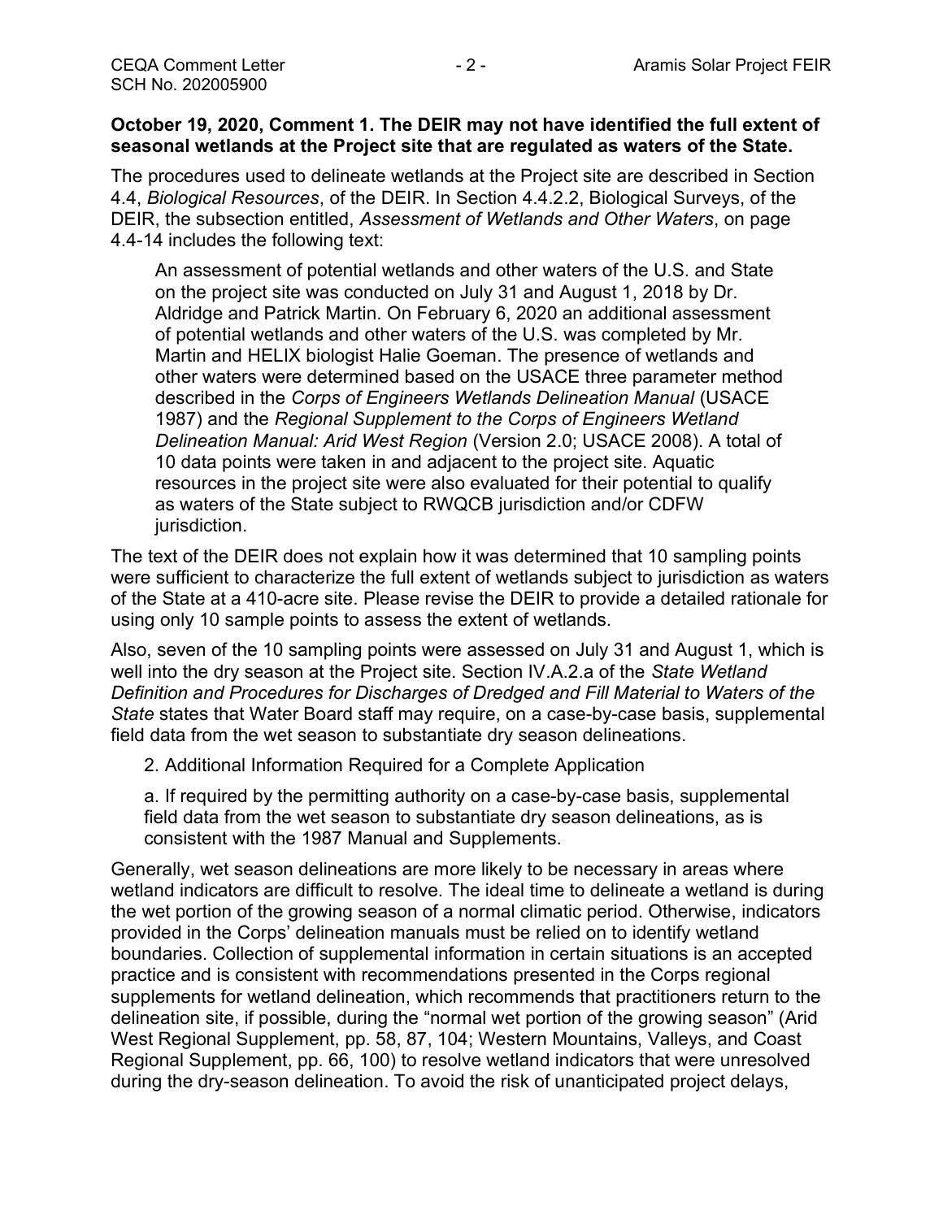**October 19, 2020, Comment 1. The DEIR may not have identified the full extent of seasonal wetlands at the Project site that are regulated as waters of the State.**

The procedures used to delineate wetlands at the Project site are described in Section 4.4, *Biological Resources*, of the DEIR. In Section 4.4.2.2, Biological Surveys, of the DEIR, the subsection entitled, *Assessment of Wetlands and Other Waters*, on page 4.4-14 includes the following text:

> An assessment of potential wetlands and other waters of the U.S. and State on the project site was conducted on July 31 and August 1, 2018 by Dr. Aldridge and Patrick Martin. On February 6, 2020 an additional assessment of potential wetlands and other waters of the U.S. was completed by Mr. Martin and HELIX biologist Halie Goeman. The presence of wetlands and other waters were determined based on the USACE three parameter method described in the *Corps of Engineers Wetlands Delineation Manual* (USACE 1987) and the *Regional Supplement to the Corps of Engineers Wetland Delineation Manual: Arid West Region* (Version 2.0; USACE 2008). A total of 10 data points were taken in and adjacent to the project site. Aquatic resources in the project site were also evaluated for their potential to qualify as waters of the State subject to RWQCB jurisdiction and/or CDFW jurisdiction.

The text of the DEIR does not explain how it was determined that 10 sampling points were sufficient to characterize the full extent of wetlands subject to jurisdiction as waters of the State at a 410-acre site. Please revise the DEIR to provide a detailed rationale for using only 10 sample points to assess the extent of wetlands.

Also, seven of the 10 sampling points were assessed on July 31 and August 1, which is well into the dry season at the Project site. Section IV.A.2.a of the *State Wetland Definition and Procedures for Discharges of Dredged and Fill Material to Waters of the State* states that Water Board staff may require, on a case-by-case basis, supplemental field data from the wet season to substantiate dry season delineations.

> 2. Additional Information Required for a Complete Application
>
> a. If required by the permitting authority on a case-by-case basis, supplemental field data from the wet season to substantiate dry season delineations, as is consistent with the 1987 Manual and Supplements.

Generally, wet season delineations are more likely to be necessary in areas where wetland indicators are difficult to resolve. The ideal time to delineate a wetland is during the wet portion of the growing season of a normal climatic period. Otherwise, indicators provided in the Corps' delineation manuals must be relied on to identify wetland boundaries. Collection of supplemental information in certain situations is an accepted practice and is consistent with recommendations presented in the Corps regional supplements for wetland delineation, which recommends that practitioners return to the delineation site, if possible, during the "normal wet portion of the growing season" (Arid West Regional Supplement, pp. 58, 87, 104; Western Mountains, Valleys, and Coast Regional Supplement, pp. 66, 100) to resolve wetland indicators that were unresolved during the dry-season delineation. To avoid the risk of unanticipated project delays,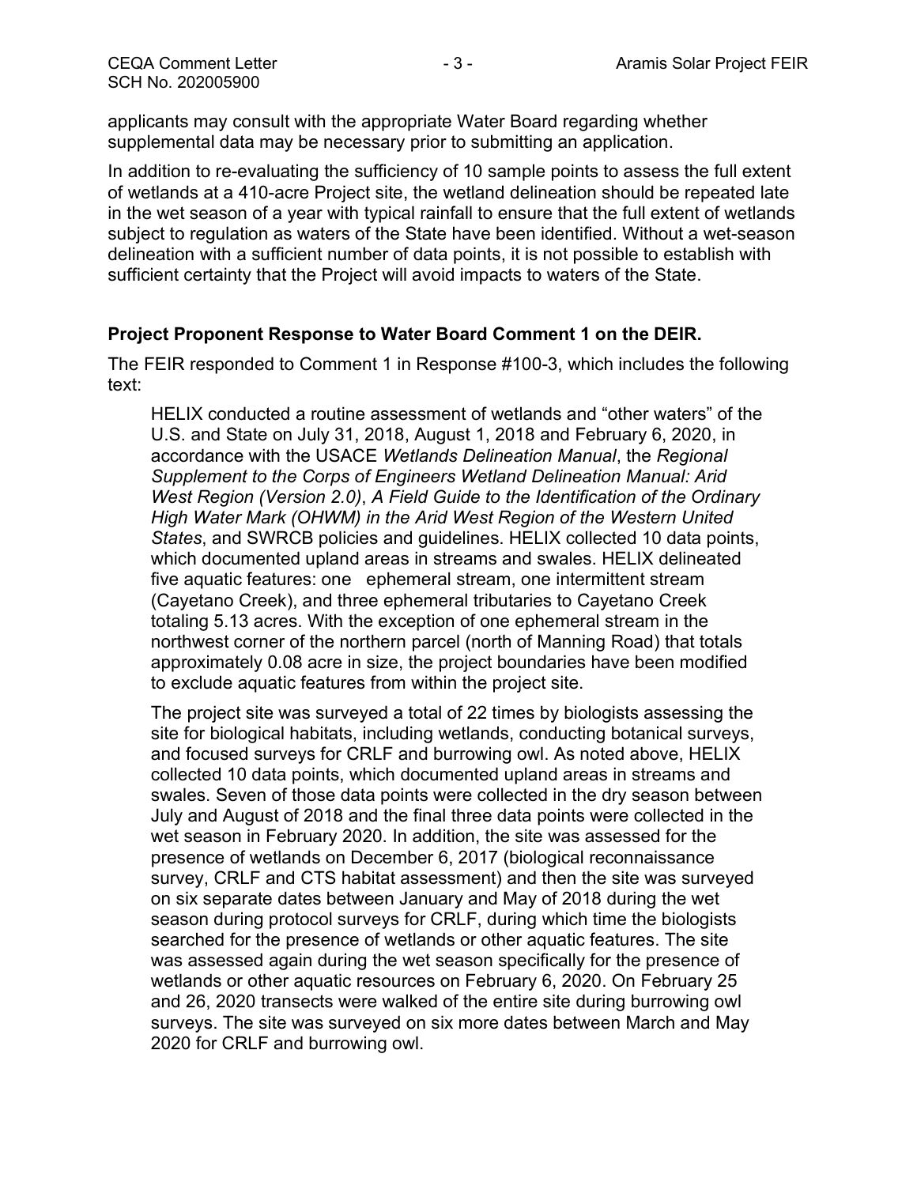applicants may consult with the appropriate Water Board regarding whether supplemental data may be necessary prior to submitting an application.

In addition to re-evaluating the sufficiency of 10 sample points to assess the full extent of wetlands at a 410-acre Project site, the wetland delineation should be repeated late in the wet season of a year with typical rainfall to ensure that the full extent of wetlands subject to regulation as waters of the State have been identified. Without a wet-season delineation with a sufficient number of data points, it is not possible to establish with sufficient certainty that the Project will avoid impacts to waters of the State.

### Project Proponent Response to Water Board Comment 1 on the DEIR.

The FEIR responded to Comment 1 in Response #100-3, which includes the following text:

> HELIX conducted a routine assessment of wetlands and "other waters" of the U.S. and State on July 31, 2018, August 1, 2018 and February 6, 2020, in accordance with the USACE *Wetlands Delineation Manual*, the *Regional Supplement to the Corps of Engineers Wetland Delineation Manual: Arid West Region (Version 2.0)*, *A Field Guide to the Identification of the Ordinary High Water Mark (OHWM) in the Arid West Region of the Western United States*, and SWRCB policies and guidelines. HELIX collected 10 data points, which documented upland areas in streams and swales. HELIX delineated five aquatic features: one ephemeral stream, one intermittent stream (Cayetano Creek), and three ephemeral tributaries to Cayetano Creek totaling 5.13 acres. With the exception of one ephemeral stream in the northwest corner of the northern parcel (north of Manning Road) that totals approximately 0.08 acre in size, the project boundaries have been modified to exclude aquatic features from within the project site.
>
> The project site was surveyed a total of 22 times by biologists assessing the site for biological habitats, including wetlands, conducting botanical surveys, and focused surveys for CRLF and burrowing owl. As noted above, HELIX collected 10 data points, which documented upland areas in streams and swales. Seven of those data points were collected in the dry season between July and August of 2018 and the final three data points were collected in the wet season in February 2020. In addition, the site was assessed for the presence of wetlands on December 6, 2017 (biological reconnaissance survey, CRLF and CTS habitat assessment) and then the site was surveyed on six separate dates between January and May of 2018 during the wet season during protocol surveys for CRLF, during which time the biologists searched for the presence of wetlands or other aquatic features. The site was assessed again during the wet season specifically for the presence of wetlands or other aquatic resources on February 6, 2020. On February 25 and 26, 2020 transects were walked of the entire site during burrowing owl surveys. The site was surveyed on six more dates between March and May 2020 for CRLF and burrowing owl.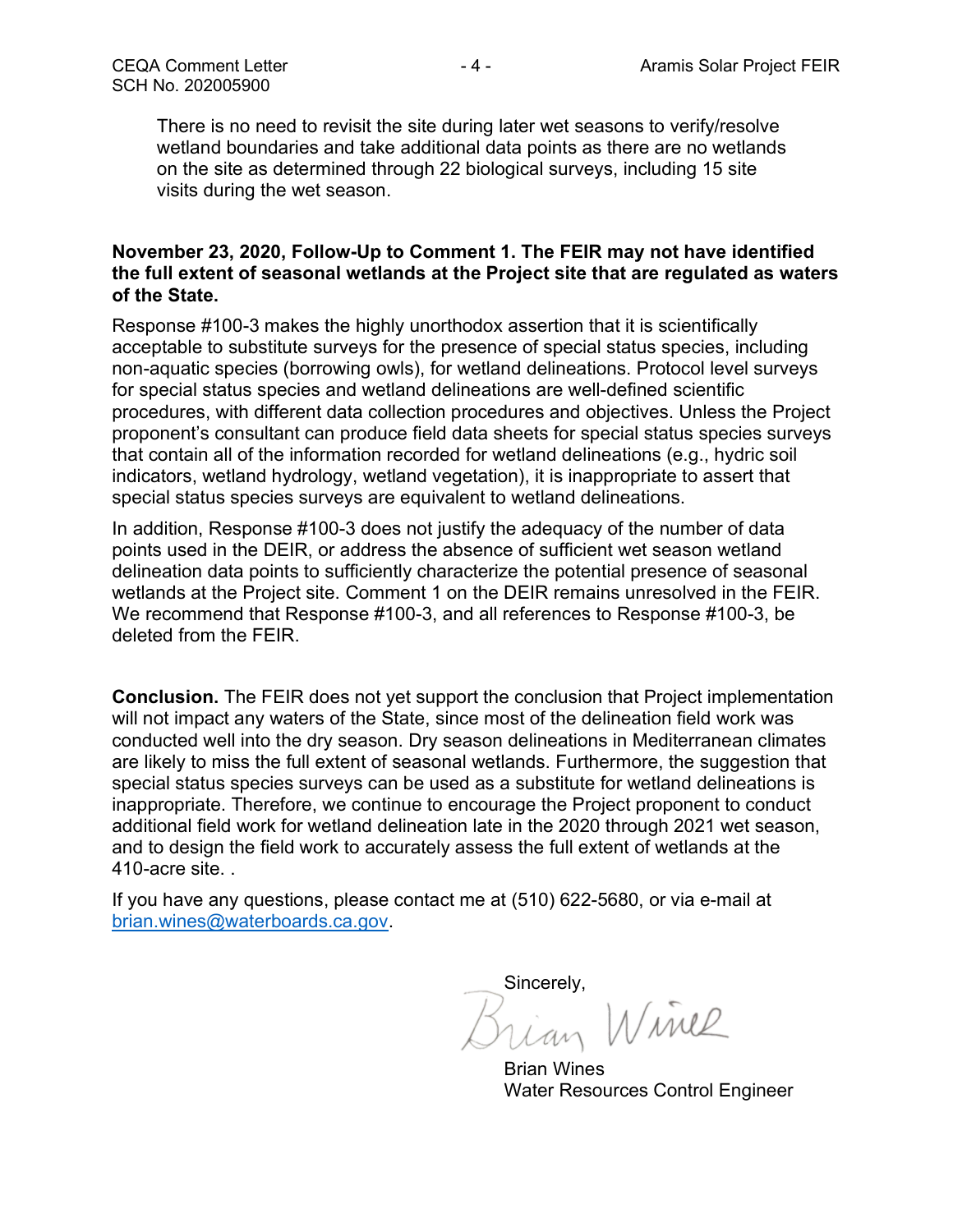There is no need to revisit the site during later wet seasons to verify/resolve wetland boundaries and take additional data points as there are no wetlands on the site as determined through 22 biological surveys, including 15 site visits during the wet season.

**November 23, 2020, Follow-Up to Comment 1. The FEIR may not have identified the full extent of seasonal wetlands at the Project site that are regulated as waters of the State.**

Response #100-3 makes the highly unorthodox assertion that it is scientifically acceptable to substitute surveys for the presence of special status species, including non-aquatic species (borrowing owls), for wetland delineations. Protocol level surveys for special status species and wetland delineations are well-defined scientific procedures, with different data collection procedures and objectives. Unless the Project proponent's consultant can produce field data sheets for special status species surveys that contain all of the information recorded for wetland delineations (e.g., hydric soil indicators, wetland hydrology, wetland vegetation), it is inappropriate to assert that special status species surveys are equivalent to wetland delineations.

In addition, Response #100-3 does not justify the adequacy of the number of data points used in the DEIR, or address the absence of sufficient wet season wetland delineation data points to sufficiently characterize the potential presence of seasonal wetlands at the Project site. Comment 1 on the DEIR remains unresolved in the FEIR. We recommend that Response #100-3, and all references to Response #100-3, be deleted from the FEIR.

**Conclusion.** The FEIR does not yet support the conclusion that Project implementation will not impact any waters of the State, since most of the delineation field work was conducted well into the dry season. Dry season delineations in Mediterranean climates are likely to miss the full extent of seasonal wetlands. Furthermore, the suggestion that special status species surveys can be used as a substitute for wetland delineations is inappropriate. Therefore, we continue to encourage the Project proponent to conduct additional field work for wetland delineation late in the 2020 through 2021 wet season, and to design the field work to accurately assess the full extent of wetlands at the 410-acre site. .

If you have any questions, please contact me at (510) 622-5680, or via e-mail at brian.wines@waterboards.ca.gov.

Sincerely,

Brian Wines

Brian Wines
Water Resources Control Engineer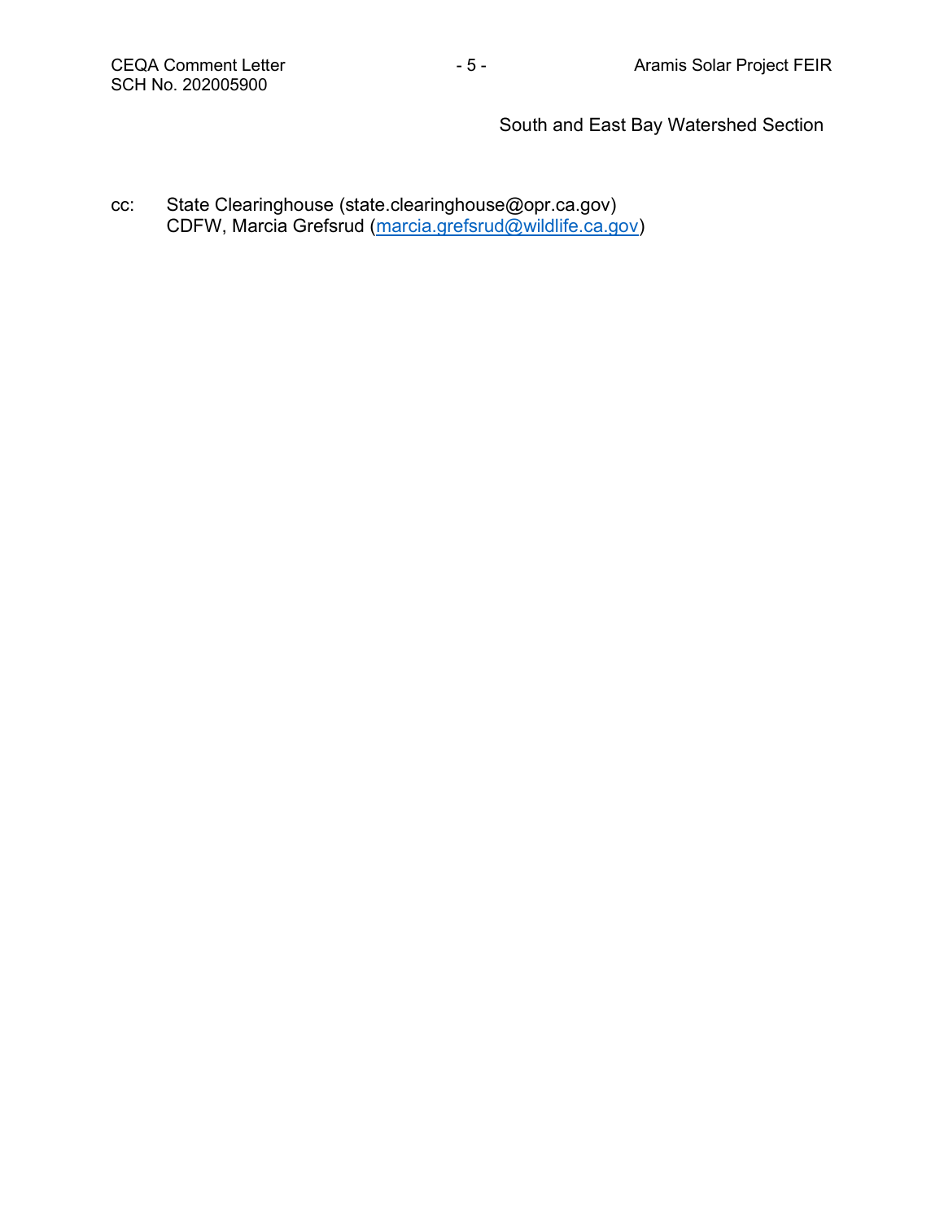South and East Bay Watershed Section

cc: State Clearinghouse (state.clearinghouse@opr.ca.gov)
CDFW, Marcia Grefsrud (marcia.grefsrud@wildlife.ca.gov)